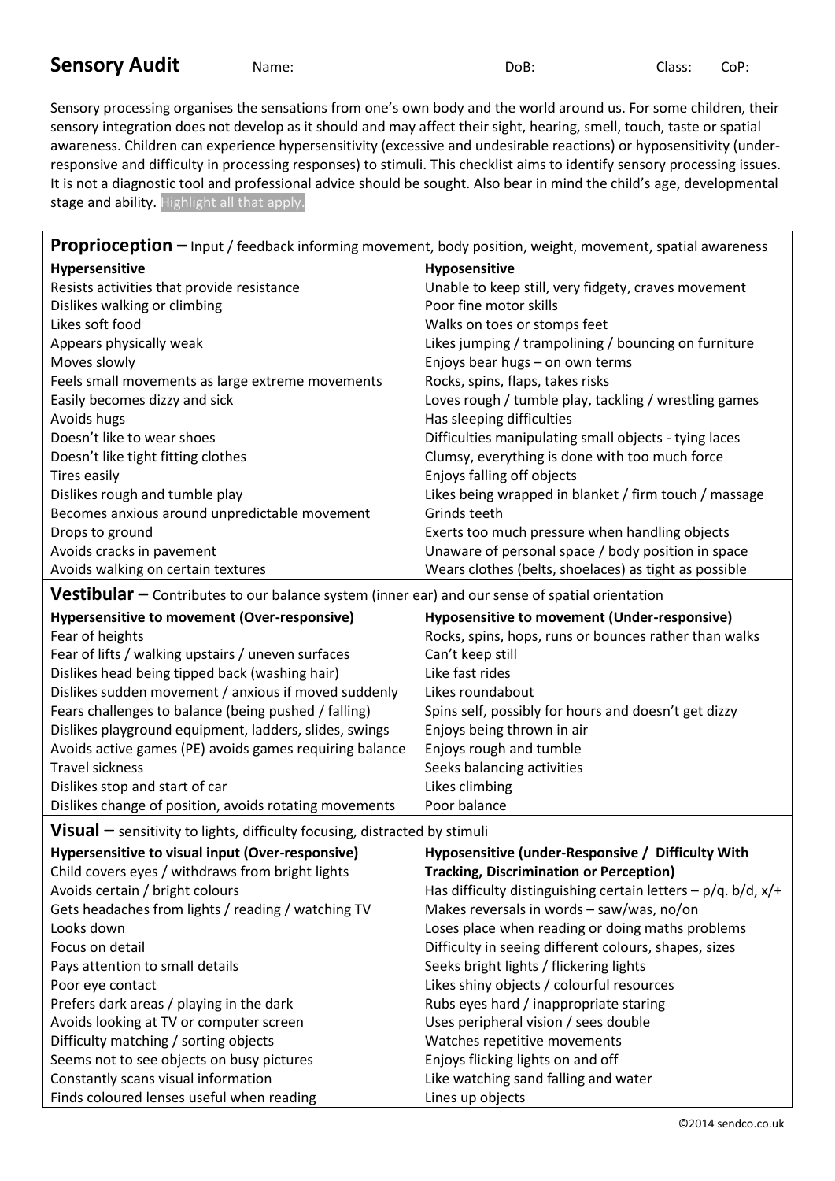# Sensory Audit

Name: DoB: Class: CoP:

Sensory processing organises the sensations from one's own body and the world around us. For some children, their sensory integration does not develop as it should and may affect their sight, hearing, smell, touch, taste or spatial awareness. Children can experience hypersensitivity (excessive and undesirable reactions) or hyposensitivity (under-responsive and difficulty in processing responses) to stimuli. This checklist aims to identify sensory processing issues. It is not a diagnostic tool and professional advice should be sought. Also bear in mind the child's age, developmental stage and ability. Highlight all that apply.

## Proprioception – Input / feedback informing movement, body position, weight, movement, spatial awareness

| Hypersensitive | Hyposensitive |
|---|---|
| Resists activities that provide resistance | Unable to keep still, very fidgety, craves movement |
| Dislikes walking or climbing | Poor fine motor skills |
| Likes soft food | Walks on toes or stomps feet |
| Appears physically weak | Likes jumping / trampolining / bouncing on furniture |
| Moves slowly | Enjoys bear hugs – on own terms |
| Feels small movements as large extreme movements | Rocks, spins, flaps, takes risks |
| Easily becomes dizzy and sick | Loves rough / tumble play, tackling / wrestling games |
| Avoids hugs | Has sleeping difficulties |
| Doesn't like to wear shoes | Difficulties manipulating small objects - tying laces |
| Doesn't like tight fitting clothes | Clumsy, everything is done with too much force |
| Tires easily | Enjoys falling off objects |
| Dislikes rough and tumble play | Likes being wrapped in blanket / firm touch / massage |
| Becomes anxious around unpredictable movement | Grinds teeth |
| Drops to ground | Exerts too much pressure when handling objects |
| Avoids cracks in pavement | Unaware of personal space / body position in space |
| Avoids walking on certain textures | Wears clothes (belts, shoelaces) as tight as possible |

## Vestibular – Contributes to our balance system (inner ear) and our sense of spatial orientation

| Hypersensitive to movement (Over-responsive) | Hyposensitive to movement (Under-responsive) |
|---|---|
| Fear of heights | Rocks, spins, hops, runs or bounces rather than walks |
| Fear of lifts / walking upstairs / uneven surfaces | Can't keep still |
| Dislikes head being tipped back (washing hair) | Like fast rides |
| Dislikes sudden movement / anxious if moved suddenly | Likes roundabout |
| Fears challenges to balance (being pushed / falling) | Spins self, possibly for hours and doesn't get dizzy |
| Dislikes playground equipment, ladders, slides, swings | Enjoys being thrown in air |
| Avoids active games (PE) avoids games requiring balance | Enjoys rough and tumble |
| Travel sickness | Seeks balancing activities |
| Dislikes stop and start of car | Likes climbing |
| Dislikes change of position, avoids rotating movements | Poor balance |

## Visual – sensitivity to lights, difficulty focusing, distracted by stimuli

| Hypersensitive to visual input (Over-responsive) | Hyposensitive (under-Responsive / Difficulty With Tracking, Discrimination or Perception) |
|---|---|
| Child covers eyes / withdraws from bright lights | Has difficulty distinguishing certain letters – p/q. b/d, x/+ |
| Avoids certain / bright colours | Makes reversals in words – saw/was, no/on |
| Gets headaches from lights / reading / watching TV | Loses place when reading or doing maths problems |
| Looks down | Difficulty in seeing different colours, shapes, sizes |
| Focus on detail | Seeks bright lights / flickering lights |
| Pays attention to small details | Likes shiny objects / colourful resources |
| Poor eye contact | Rubs eyes hard / inappropriate staring |
| Prefers dark areas / playing in the dark | Uses peripheral vision / sees double |
| Avoids looking at TV or computer screen | Watches repetitive movements |
| Difficulty matching / sorting objects | Enjoys flicking lights on and off |
| Seems not to see objects on busy pictures | Like watching sand falling and water |
| Constantly scans visual information | Lines up objects |
| Finds coloured lenses useful when reading | |

©2014 sendco.co.uk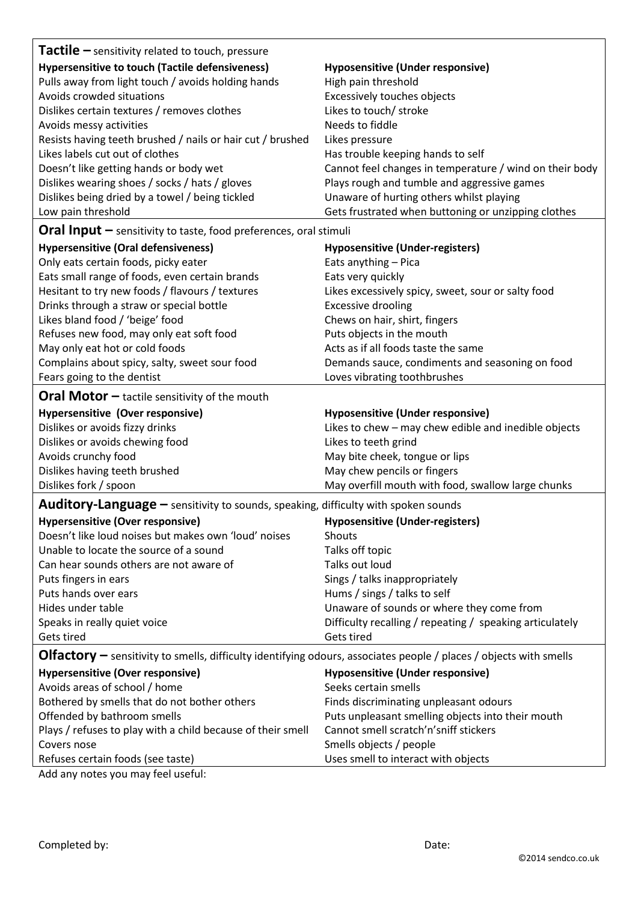| **Tactile –** sensitivity related to touch, pressure | |
|---|---|
| **Hypersensitive to touch (Tactile defensiveness)** | **Hyposensitive (Under responsive)** |
| Pulls away from light touch / avoids holding hands | High pain threshold |
| Avoids crowded situations | Excessively touches objects |
| Dislikes certain textures / removes clothes | Likes to touch/ stroke |
| Avoids messy activities | Needs to fiddle |
| Resists having teeth brushed / nails or hair cut / brushed | Likes pressure |
| Likes labels cut out of clothes | Has trouble keeping hands to self |
| Doesn't like getting hands or body wet | Cannot feel changes in temperature / wind on their body |
| Dislikes wearing shoes / socks / hats / gloves | Plays rough and tumble and aggressive games |
| Dislikes being dried by a towel / being tickled | Unaware of hurting others whilst playing |
| Low pain threshold | Gets frustrated when buttoning or unzipping clothes |

| **Oral Input –** sensitivity to taste, food preferences, oral stimuli | |
|---|---|
| **Hypersensitive (Oral defensiveness)** | **Hyposensitive (Under-registers)** |
| Only eats certain foods, picky eater | Eats anything – Pica |
| Eats small range of foods, even certain brands | Eats very quickly |
| Hesitant to try new foods / flavours / textures | Likes excessively spicy, sweet, sour or salty food |
| Drinks through a straw or special bottle | Excessive drooling |
| Likes bland food / 'beige' food | Chews on hair, shirt, fingers |
| Refuses new food, may only eat soft food | Puts objects in the mouth |
| May only eat hot or cold foods | Acts as if all foods taste the same |
| Complains about spicy, salty, sweet sour food | Demands sauce, condiments and seasoning on food |
| Fears going to the dentist | Loves vibrating toothbrushes |

| **Oral Motor –** tactile sensitivity of the mouth | |
|---|---|
| **Hypersensitive (Over responsive)** | **Hyposensitive (Under responsive)** |
| Dislikes or avoids fizzy drinks | Likes to chew – may chew edible and inedible objects |
| Dislikes or avoids chewing food | Likes to teeth grind |
| Avoids crunchy food | May bite cheek, tongue or lips |
| Dislikes having teeth brushed | May chew pencils or fingers |
| Dislikes fork / spoon | May overfill mouth with food, swallow large chunks |

| **Auditory-Language –** sensitivity to sounds, speaking, difficulty with spoken sounds | |
|---|---|
| **Hypersensitive (Over responsive)** | **Hyposensitive (Under-registers)** |
| Doesn't like loud noises but makes own 'loud' noises | Shouts |
| Unable to locate the source of a sound | Talks off topic |
| Can hear sounds others are not aware of | Talks out loud |
| Puts fingers in ears | Sings / talks inappropriately |
| Puts hands over ears | Hums / sings / talks to self |
| Hides under table | Unaware of sounds or where they come from |
| Speaks in really quiet voice | Difficulty recalling / repeating / speaking articulately |
| Gets tired | Gets tired |

| **Olfactory –** sensitivity to smells, difficulty identifying odours, associates people / places / objects with smells | |
|---|---|
| **Hypersensitive (Over responsive)** | **Hyposensitive (Under responsive)** |
| Avoids areas of school / home | Seeks certain smells |
| Bothered by smells that do not bother others | Finds discriminating unpleasant odours |
| Offended by bathroom smells | Puts unpleasant smelling objects into their mouth |
| Plays / refuses to play with a child because of their smell | Cannot smell scratch'n'sniff stickers |
| Covers nose | Smells objects / people |
| Refuses certain foods (see taste) | Uses smell to interact with objects |

Add any notes you may feel useful:

Completed by:

Date:

©2014 sendco.co.uk